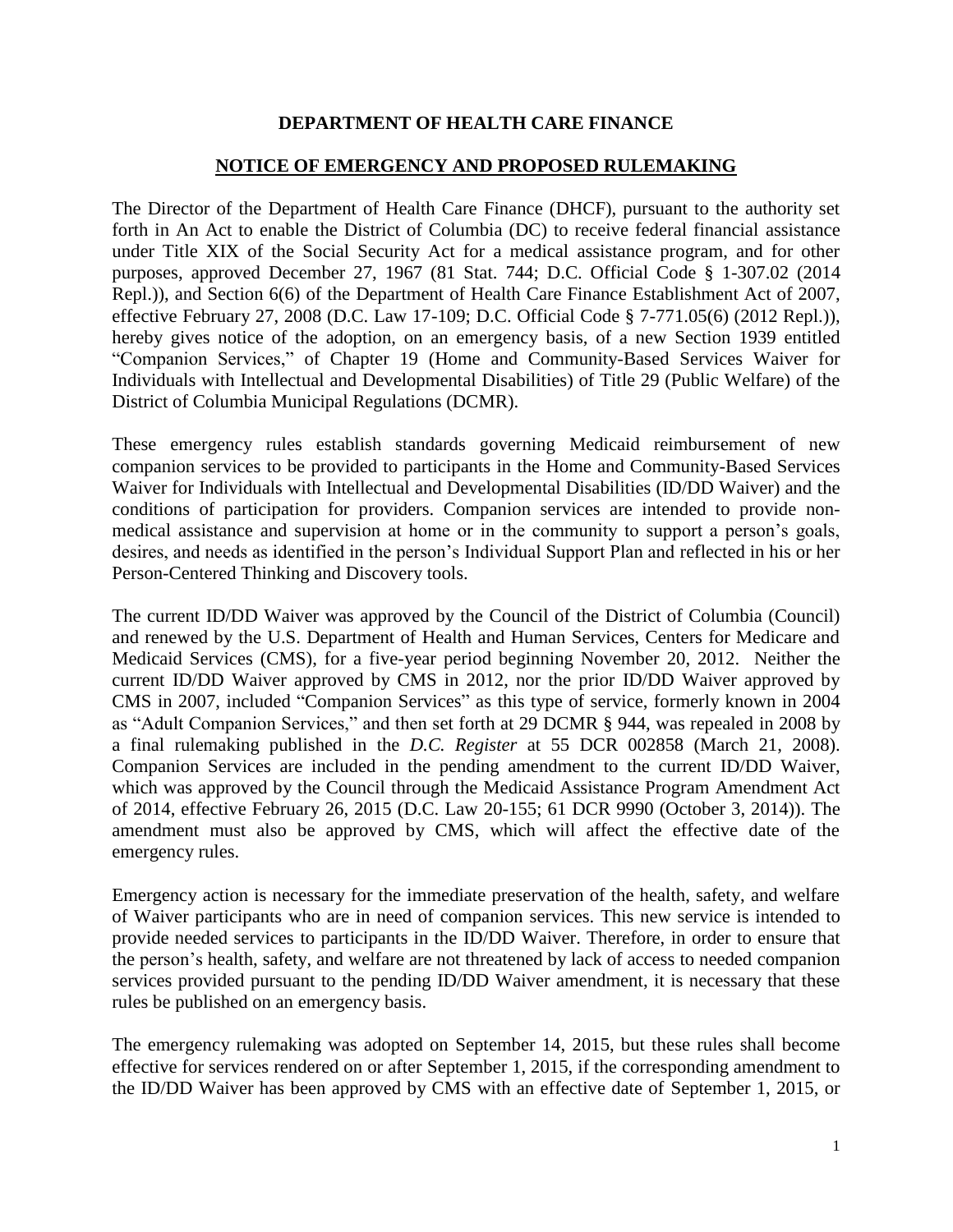**DEPARTMENT OF HEALTH CARE FINANCE**

**NOTICE OF EMERGENCY AND PROPOSED RULEMAKING**

The Director of the Department of Health Care Finance (DHCF), pursuant to the authority set forth in An Act to enable the District of Columbia (DC) to receive federal financial assistance under Title XIX of the Social Security Act for a medical assistance program, and for other purposes, approved December 27, 1967 (81 Stat. 744; D.C. Official Code § 1-307.02 (2014 Repl.)), and Section 6(6) of the Department of Health Care Finance Establishment Act of 2007, effective February 27, 2008 (D.C. Law 17-109; D.C. Official Code § 7-771.05(6) (2012 Repl.)), hereby gives notice of the adoption, on an emergency basis, of a new Section 1939 entitled "Companion Services," of Chapter 19 (Home and Community-Based Services Waiver for Individuals with Intellectual and Developmental Disabilities) of Title 29 (Public Welfare) of the District of Columbia Municipal Regulations (DCMR).

These emergency rules establish standards governing Medicaid reimbursement of new companion services to be provided to participants in the Home and Community-Based Services Waiver for Individuals with Intellectual and Developmental Disabilities (ID/DD Waiver) and the conditions of participation for providers. Companion services are intended to provide non-medical assistance and supervision at home or in the community to support a person's goals, desires, and needs as identified in the person's Individual Support Plan and reflected in his or her Person-Centered Thinking and Discovery tools.

The current ID/DD Waiver was approved by the Council of the District of Columbia (Council) and renewed by the U.S. Department of Health and Human Services, Centers for Medicare and Medicaid Services (CMS), for a five-year period beginning November 20, 2012. Neither the current ID/DD Waiver approved by CMS in 2012, nor the prior ID/DD Waiver approved by CMS in 2007, included "Companion Services" as this type of service, formerly known in 2004 as "Adult Companion Services," and then set forth at 29 DCMR § 944, was repealed in 2008 by a final rulemaking published in the *D.C. Register* at 55 DCR 002858 (March 21, 2008). Companion Services are included in the pending amendment to the current ID/DD Waiver, which was approved by the Council through the Medicaid Assistance Program Amendment Act of 2014, effective February 26, 2015 (D.C. Law 20-155; 61 DCR 9990 (October 3, 2014)). The amendment must also be approved by CMS, which will affect the effective date of the emergency rules.

Emergency action is necessary for the immediate preservation of the health, safety, and welfare of Waiver participants who are in need of companion services. This new service is intended to provide needed services to participants in the ID/DD Waiver. Therefore, in order to ensure that the person's health, safety, and welfare are not threatened by lack of access to needed companion services provided pursuant to the pending ID/DD Waiver amendment, it is necessary that these rules be published on an emergency basis.

The emergency rulemaking was adopted on September 14, 2015, but these rules shall become effective for services rendered on or after September 1, 2015, if the corresponding amendment to the ID/DD Waiver has been approved by CMS with an effective date of September 1, 2015, or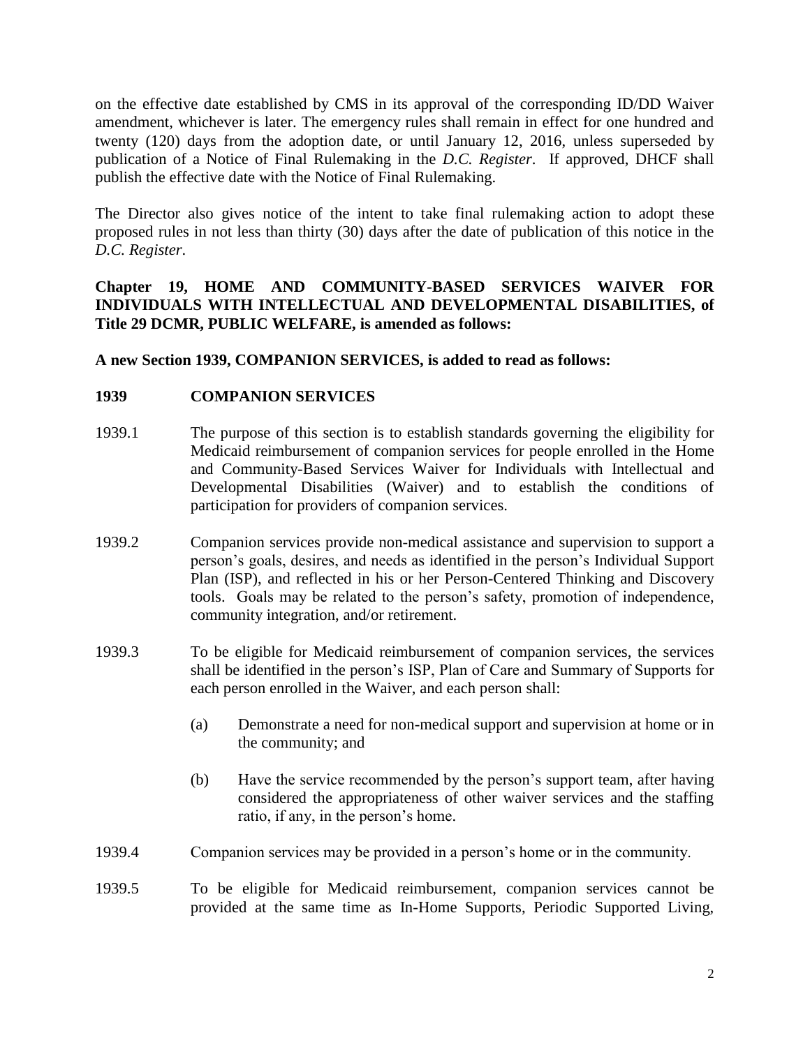on the effective date established by CMS in its approval of the corresponding ID/DD Waiver amendment, whichever is later. The emergency rules shall remain in effect for one hundred and twenty (120) days from the adoption date, or until January 12, 2016, unless superseded by publication of a Notice of Final Rulemaking in the *D.C. Register*. If approved, DHCF shall publish the effective date with the Notice of Final Rulemaking.

The Director also gives notice of the intent to take final rulemaking action to adopt these proposed rules in not less than thirty (30) days after the date of publication of this notice in the *D.C. Register*.

**Chapter 19, HOME AND COMMUNITY-BASED SERVICES WAIVER FOR INDIVIDUALS WITH INTELLECTUAL AND DEVELOPMENTAL DISABILITIES, of Title 29 DCMR, PUBLIC WELFARE, is amended as follows:**

**A new Section 1939, COMPANION SERVICES, is added to read as follows:**

**1939 COMPANION SERVICES**

1939.1 The purpose of this section is to establish standards governing the eligibility for Medicaid reimbursement of companion services for people enrolled in the Home and Community-Based Services Waiver for Individuals with Intellectual and Developmental Disabilities (Waiver) and to establish the conditions of participation for providers of companion services.

1939.2 Companion services provide non-medical assistance and supervision to support a person's goals, desires, and needs as identified in the person's Individual Support Plan (ISP), and reflected in his or her Person-Centered Thinking and Discovery tools. Goals may be related to the person's safety, promotion of independence, community integration, and/or retirement.

1939.3 To be eligible for Medicaid reimbursement of companion services, the services shall be identified in the person's ISP, Plan of Care and Summary of Supports for each person enrolled in the Waiver, and each person shall:

(a) Demonstrate a need for non-medical support and supervision at home or in the community; and

(b) Have the service recommended by the person's support team, after having considered the appropriateness of other waiver services and the staffing ratio, if any, in the person's home.

1939.4 Companion services may be provided in a person's home or in the community.

1939.5 To be eligible for Medicaid reimbursement, companion services cannot be provided at the same time as In-Home Supports, Periodic Supported Living,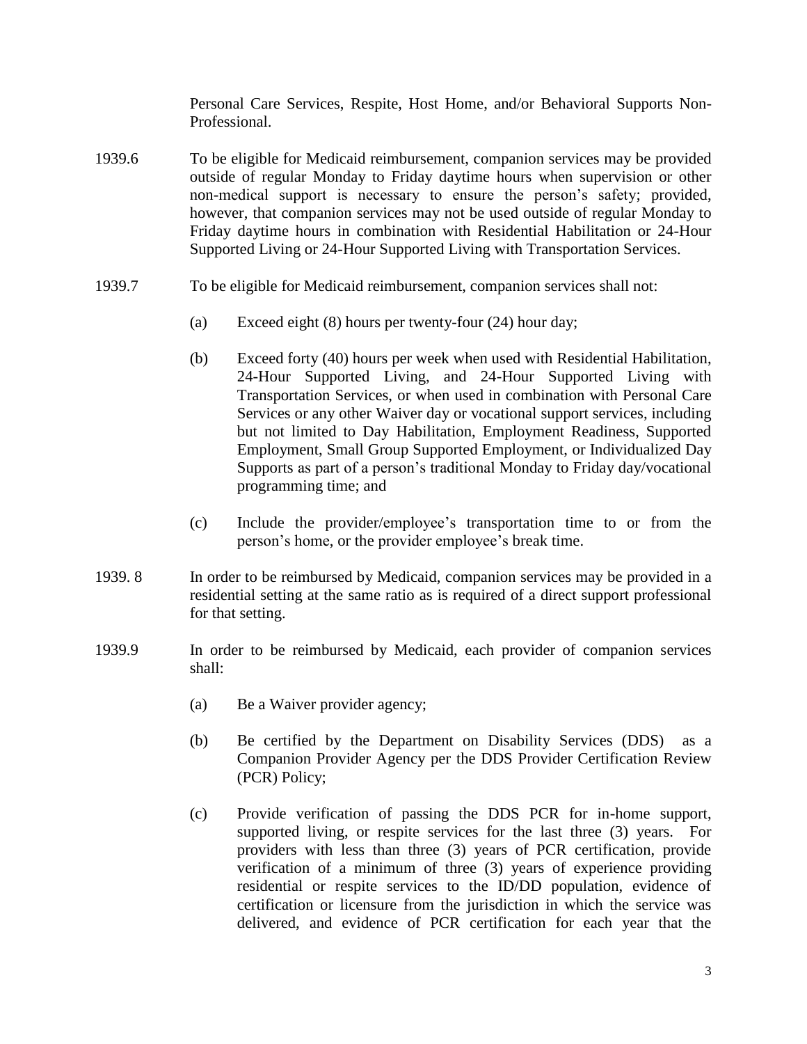Personal Care Services, Respite, Host Home, and/or Behavioral Supports Non-Professional.

1939.6 To be eligible for Medicaid reimbursement, companion services may be provided outside of regular Monday to Friday daytime hours when supervision or other non-medical support is necessary to ensure the person's safety; provided, however, that companion services may not be used outside of regular Monday to Friday daytime hours in combination with Residential Habilitation or 24-Hour Supported Living or 24-Hour Supported Living with Transportation Services.

1939.7 To be eligible for Medicaid reimbursement, companion services shall not:

(a) Exceed eight (8) hours per twenty-four (24) hour day;

(b) Exceed forty (40) hours per week when used with Residential Habilitation, 24-Hour Supported Living, and 24-Hour Supported Living with Transportation Services, or when used in combination with Personal Care Services or any other Waiver day or vocational support services, including but not limited to Day Habilitation, Employment Readiness, Supported Employment, Small Group Supported Employment, or Individualized Day Supports as part of a person's traditional Monday to Friday day/vocational programming time; and

(c) Include the provider/employee's transportation time to or from the person's home, or the provider employee's break time.

1939. 8 In order to be reimbursed by Medicaid, companion services may be provided in a residential setting at the same ratio as is required of a direct support professional for that setting.

1939.9 In order to be reimbursed by Medicaid, each provider of companion services shall:

(a) Be a Waiver provider agency;

(b) Be certified by the Department on Disability Services (DDS) as a Companion Provider Agency per the DDS Provider Certification Review (PCR) Policy;

(c) Provide verification of passing the DDS PCR for in-home support, supported living, or respite services for the last three (3) years. For providers with less than three (3) years of PCR certification, provide verification of a minimum of three (3) years of experience providing residential or respite services to the ID/DD population, evidence of certification or licensure from the jurisdiction in which the service was delivered, and evidence of PCR certification for each year that the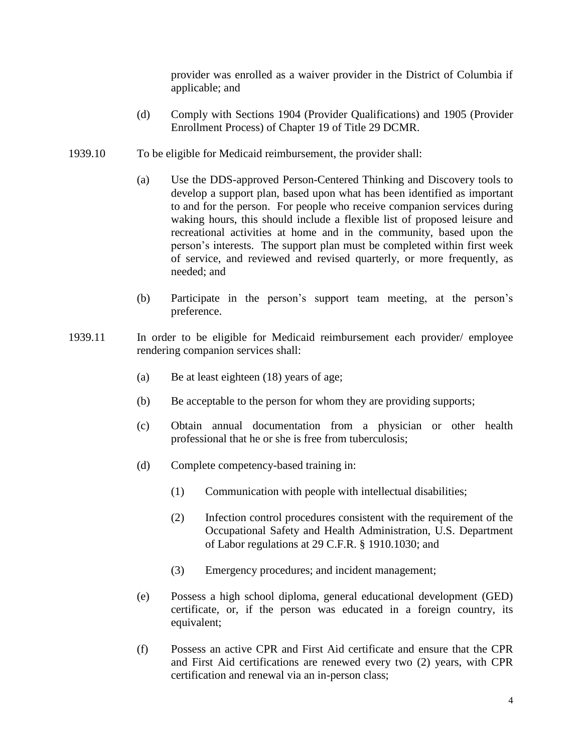provider was enrolled as a waiver provider in the District of Columbia if applicable; and

(d) Comply with Sections 1904 (Provider Qualifications) and 1905 (Provider Enrollment Process) of Chapter 19 of Title 29 DCMR.

1939.10 To be eligible for Medicaid reimbursement, the provider shall:

(a) Use the DDS-approved Person-Centered Thinking and Discovery tools to develop a support plan, based upon what has been identified as important to and for the person. For people who receive companion services during waking hours, this should include a flexible list of proposed leisure and recreational activities at home and in the community, based upon the person's interests. The support plan must be completed within first week of service, and reviewed and revised quarterly, or more frequently, as needed; and

(b) Participate in the person's support team meeting, at the person's preference.

1939.11 In order to be eligible for Medicaid reimbursement each provider/ employee rendering companion services shall:

(a) Be at least eighteen (18) years of age;

(b) Be acceptable to the person for whom they are providing supports;

(c) Obtain annual documentation from a physician or other health professional that he or she is free from tuberculosis;

(d) Complete competency-based training in:

(1) Communication with people with intellectual disabilities;

(2) Infection control procedures consistent with the requirement of the Occupational Safety and Health Administration, U.S. Department of Labor regulations at 29 C.F.R. § 1910.1030; and

(3) Emergency procedures; and incident management;

(e) Possess a high school diploma, general educational development (GED) certificate, or, if the person was educated in a foreign country, its equivalent;

(f) Possess an active CPR and First Aid certificate and ensure that the CPR and First Aid certifications are renewed every two (2) years, with CPR certification and renewal via an in-person class;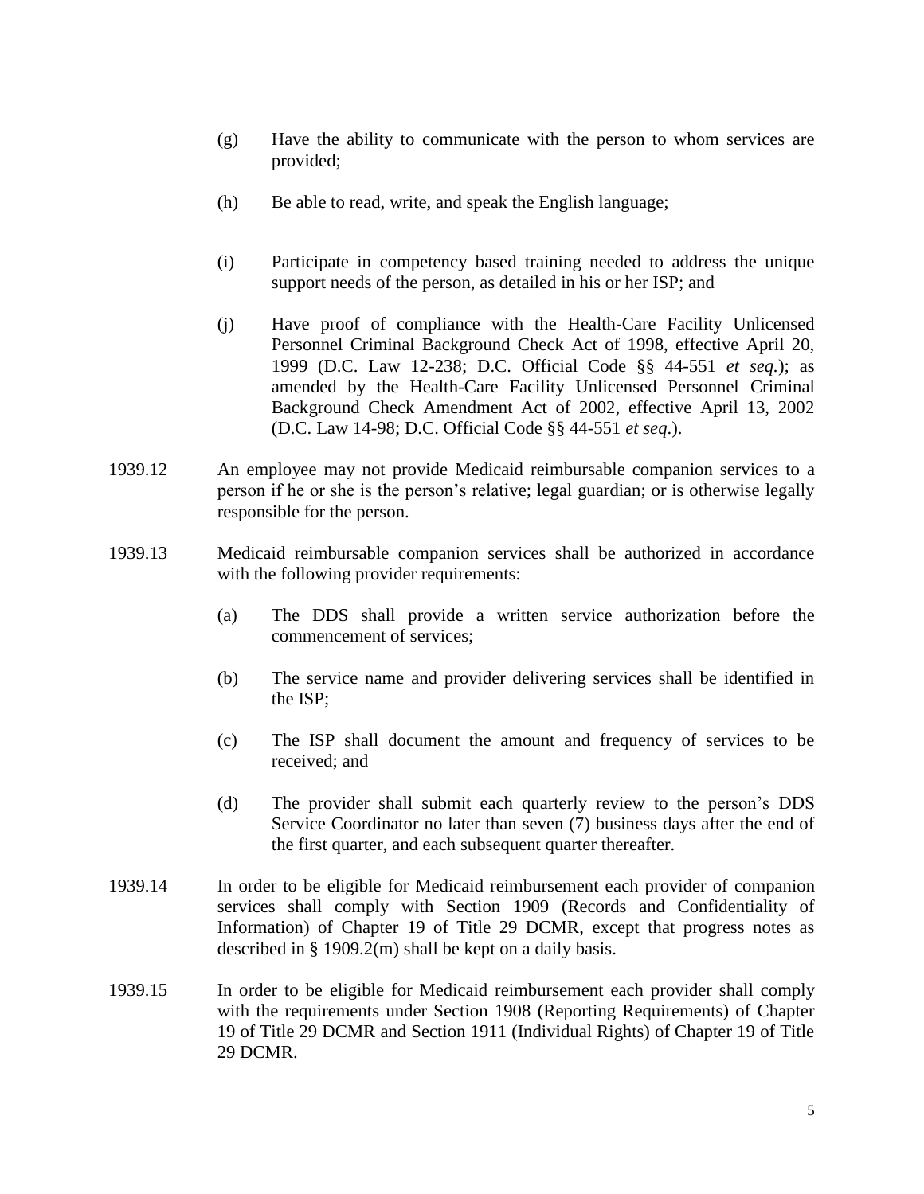(g) Have the ability to communicate with the person to whom services are provided;

(h) Be able to read, write, and speak the English language;

(i) Participate in competency based training needed to address the unique support needs of the person, as detailed in his or her ISP; and

(j) Have proof of compliance with the Health-Care Facility Unlicensed Personnel Criminal Background Check Act of 1998, effective April 20, 1999 (D.C. Law 12-238; D.C. Official Code §§ 44-551 *et seq.*); as amended by the Health-Care Facility Unlicensed Personnel Criminal Background Check Amendment Act of 2002, effective April 13, 2002 (D.C. Law 14-98; D.C. Official Code §§ 44-551 *et seq*.).

1939.12 An employee may not provide Medicaid reimbursable companion services to a person if he or she is the person's relative; legal guardian; or is otherwise legally responsible for the person.

1939.13 Medicaid reimbursable companion services shall be authorized in accordance with the following provider requirements:

(a) The DDS shall provide a written service authorization before the commencement of services;

(b) The service name and provider delivering services shall be identified in the ISP;

(c) The ISP shall document the amount and frequency of services to be received; and

(d) The provider shall submit each quarterly review to the person's DDS Service Coordinator no later than seven (7) business days after the end of the first quarter, and each subsequent quarter thereafter.

1939.14 In order to be eligible for Medicaid reimbursement each provider of companion services shall comply with Section 1909 (Records and Confidentiality of Information) of Chapter 19 of Title 29 DCMR, except that progress notes as described in § 1909.2(m) shall be kept on a daily basis.

1939.15 In order to be eligible for Medicaid reimbursement each provider shall comply with the requirements under Section 1908 (Reporting Requirements) of Chapter 19 of Title 29 DCMR and Section 1911 (Individual Rights) of Chapter 19 of Title 29 DCMR.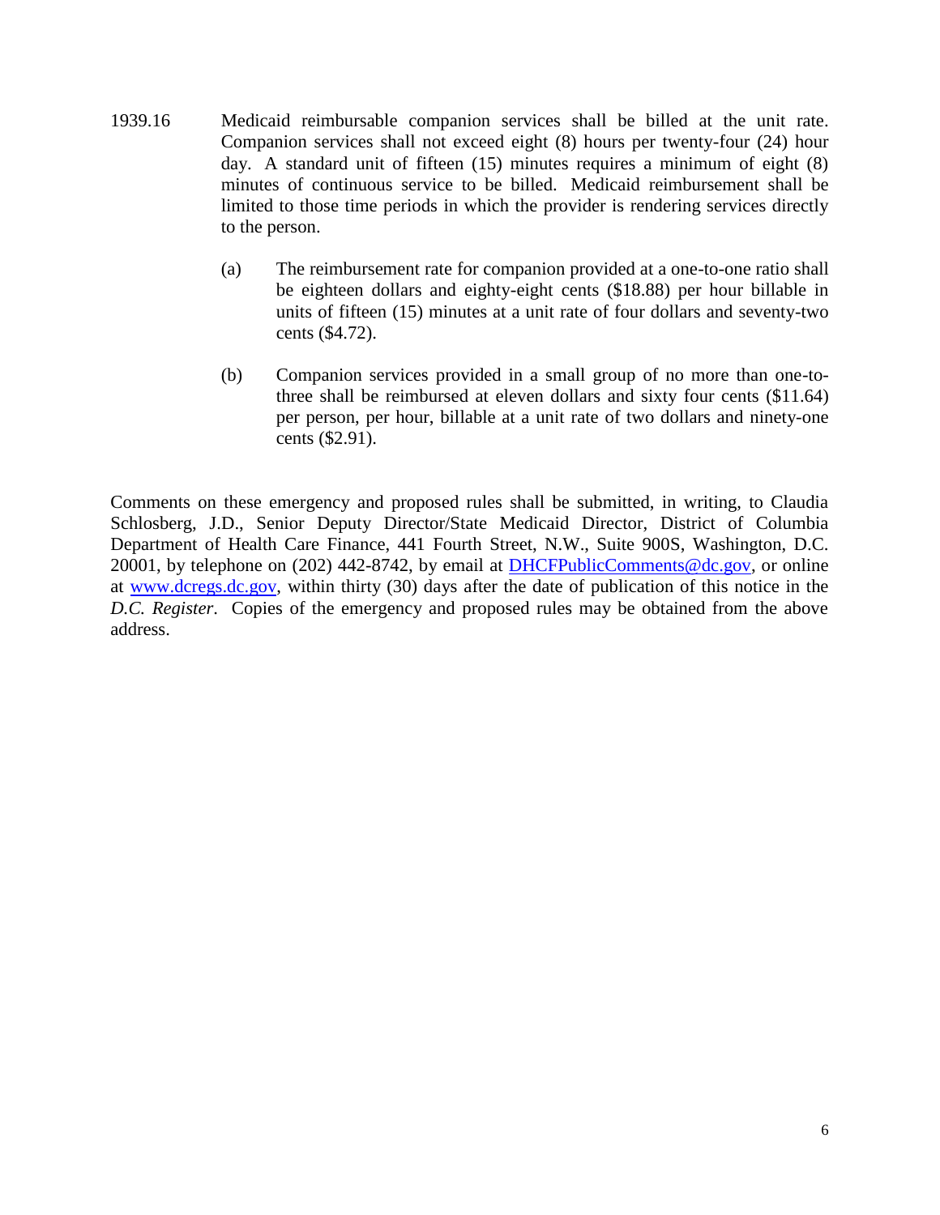1939.16 Medicaid reimbursable companion services shall be billed at the unit rate. Companion services shall not exceed eight (8) hours per twenty-four (24) hour day. A standard unit of fifteen (15) minutes requires a minimum of eight (8) minutes of continuous service to be billed. Medicaid reimbursement shall be limited to those time periods in which the provider is rendering services directly to the person.

(a) The reimbursement rate for companion provided at a one-to-one ratio shall be eighteen dollars and eighty-eight cents ($18.88) per hour billable in units of fifteen (15) minutes at a unit rate of four dollars and seventy-two cents ($4.72).

(b) Companion services provided in a small group of no more than one-to-three shall be reimbursed at eleven dollars and sixty four cents ($11.64) per person, per hour, billable at a unit rate of two dollars and ninety-one cents ($2.91).

Comments on these emergency and proposed rules shall be submitted, in writing, to Claudia Schlosberg, J.D., Senior Deputy Director/State Medicaid Director, District of Columbia Department of Health Care Finance, 441 Fourth Street, N.W., Suite 900S, Washington, D.C. 20001, by telephone on (202) 442-8742, by email at DHCFPublicComments@dc.gov, or online at www.dcregs.dc.gov, within thirty (30) days after the date of publication of this notice in the *D.C. Register*. Copies of the emergency and proposed rules may be obtained from the above address.